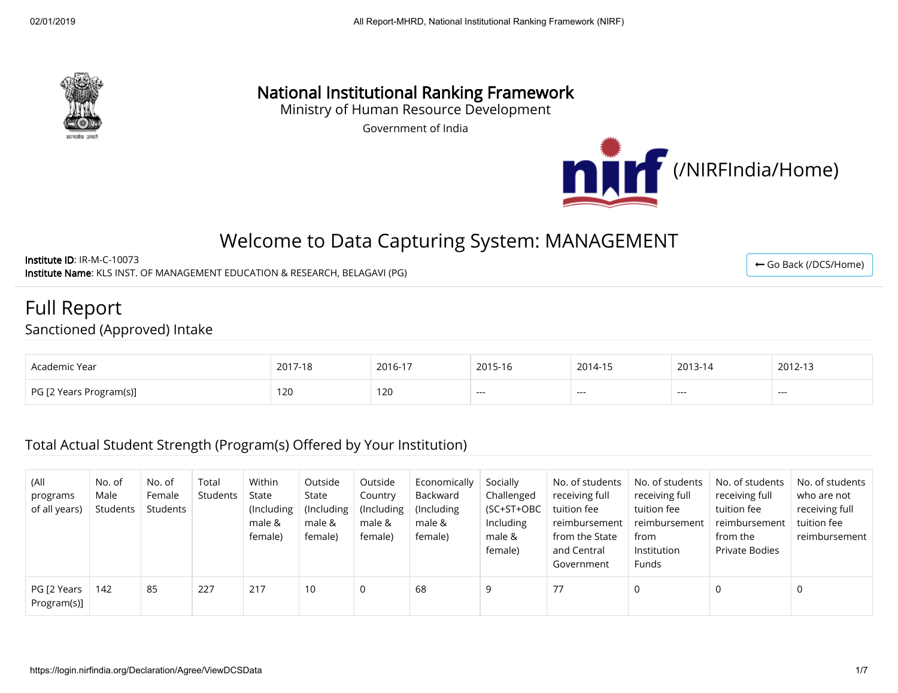# National Institutional Ranking Framework

Ministry of Human Resource Development

Government of India

(/NIRFIndia/Home)

## Welcome to Data Capturing System: MANAGEMENT

**Institute ID**: IR-M-C-10073

**Institute Name**: KLS INST. OF MANAGEMENT EDUCATION & RESEARCH, BELAGAVI (PG)

← Go Back (/DCS/Home)

# Full Report

## Sanctioned (Approved) Intake

| Academic Year | 2017-18 | 2016-17 | 2015-16 | 2014-15 | 2013-14 | 2012-13 |
|---|---|---|---|---|---|---|
| PG [2 Years Program(s)] | 120 | 120 | --- | --- | --- | --- |

## Total Actual Student Strength (Program(s) Offered by Your Institution)

| (All programs of all years) | No. of Male Students | No. of Female Students | Total Students | Within State (Including male & female) | Outside State (Including male & female) | Outside Country (Including male & female) | Economically Backward (Including male & female) | Socially Challenged (SC+ST+OBC Including male & female) | No. of students receiving full tuition fee reimbursement from the State and Central Government | No. of students receiving full tuition fee reimbursement from Institution Funds | No. of students receiving full tuition fee reimbursement from the Private Bodies | No. of students who are not receiving full tuition fee reimbursement |
|---|---|---|---|---|---|---|---|---|---|---|---|---|
| PG [2 Years Program(s)] | 142 | 85 | 227 | 217 | 10 | 0 | 68 | 9 | 77 | 0 | 0 | 0 |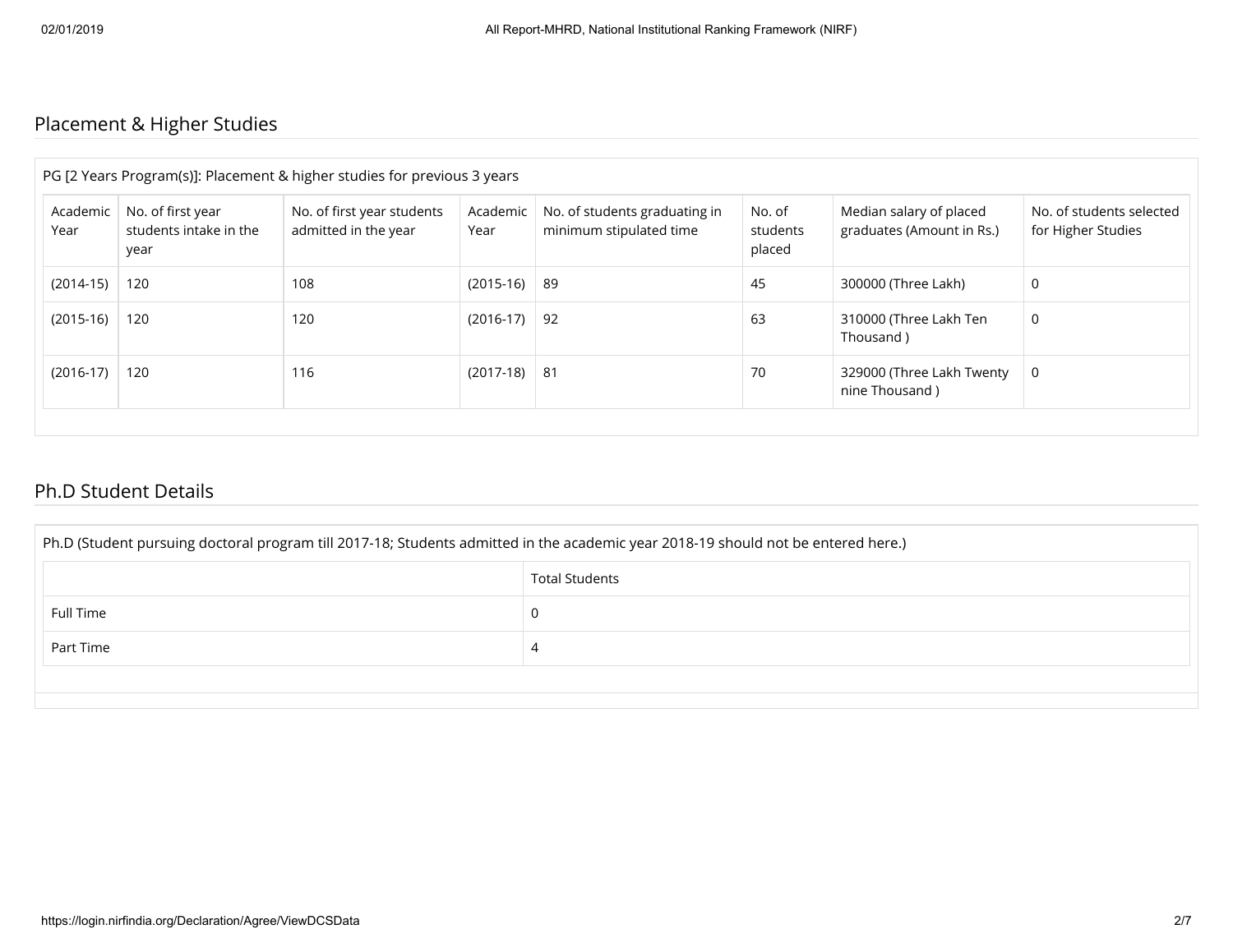## Placement & Higher Studies

PG [2 Years Program(s)]: Placement & higher studies for previous 3 years

| Academic Year | No. of first year students intake in the year | No. of first year students admitted in the year | Academic Year | No. of students graduating in minimum stipulated time | No. of students placed | Median salary of placed graduates (Amount in Rs.) | No. of students selected for Higher Studies |
|---|---|---|---|---|---|---|---|
| (2014-15) | 120 | 108 | (2015-16) | 89 | 45 | 300000 (Three Lakh) | 0 |
| (2015-16) | 120 | 120 | (2016-17) | 92 | 63 | 310000 (Three Lakh Ten Thousand ) | 0 |
| (2016-17) | 120 | 116 | (2017-18) | 81 | 70 | 329000 (Three Lakh Twenty nine Thousand ) | 0 |

## Ph.D Student Details

Ph.D (Student pursuing doctoral program till 2017-18; Students admitted in the academic year 2018-19 should not be entered here.)

| | Total Students |
|---|---|
| Full Time | 0 |
| Part Time | 4 |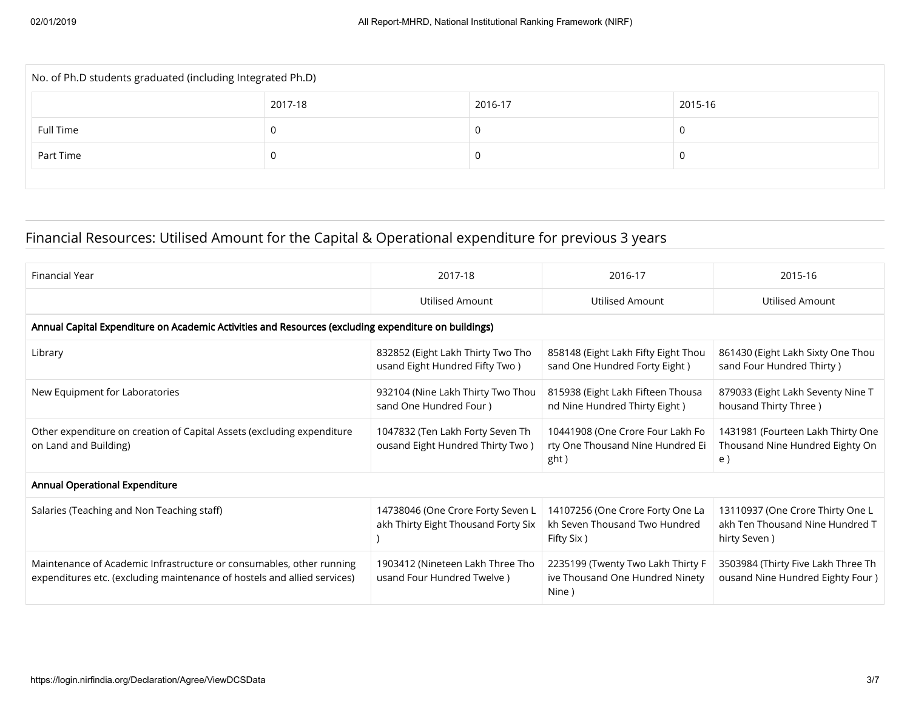No. of Ph.D students graduated (including Integrated Ph.D)

| | 2017-18 | 2016-17 | 2015-16 |
|---|---|---|---|
| Full Time | 0 | 0 | 0 |
| Part Time | 0 | 0 | 0 |

## Financial Resources: Utilised Amount for the Capital & Operational expenditure for previous 3 years

| Financial Year | 2017-18 | 2016-17 | 2015-16 |
|---|---|---|---|
| | Utilised Amount | Utilised Amount | Utilised Amount |
| **Annual Capital Expenditure on Academic Activities and Resources (excluding expenditure on buildings)** | | | |
| Library | 832852 (Eight Lakh Thirty Two Thousand Eight Hundred Fifty Two ) | 858148 (Eight Lakh Fifty Eight Thousand One Hundred Forty Eight ) | 861430 (Eight Lakh Sixty One Thousand Four Hundred Thirty ) |
| New Equipment for Laboratories | 932104 (Nine Lakh Thirty Two Thousand One Hundred Four ) | 815938 (Eight Lakh Fifteen Thousand Nine Hundred Thirty Eight ) | 879033 (Eight Lakh Seventy Nine Thousand Thirty Three ) |
| Other expenditure on creation of Capital Assets (excluding expenditure on Land and Building) | 1047832 (Ten Lakh Forty Seven Thousand Eight Hundred Thirty Two ) | 10441908 (One Crore Four Lakh Forty One Thousand Nine Hundred Eight ) | 1431981 (Fourteen Lakh Thirty One Thousand Nine Hundred Eighty One ) |
| **Annual Operational Expenditure** | | | |
| Salaries (Teaching and Non Teaching staff) | 14738046 (One Crore Forty Seven Lakh Thirty Eight Thousand Forty Six ) | 14107256 (One Crore Forty One Lakh Seven Thousand Two Hundred Fifty Six ) | 13110937 (One Crore Thirty One Lakh Ten Thousand Nine Hundred Thirty Seven ) |
| Maintenance of Academic Infrastructure or consumables, other running expenditures etc. (excluding maintenance of hostels and allied services) | 1903412 (Nineteen Lakh Three Thousand Four Hundred Twelve ) | 2235199 (Twenty Two Lakh Thirty Five Thousand One Hundred Ninety Nine ) | 3503984 (Thirty Five Lakh Three Thousand Nine Hundred Eighty Four ) |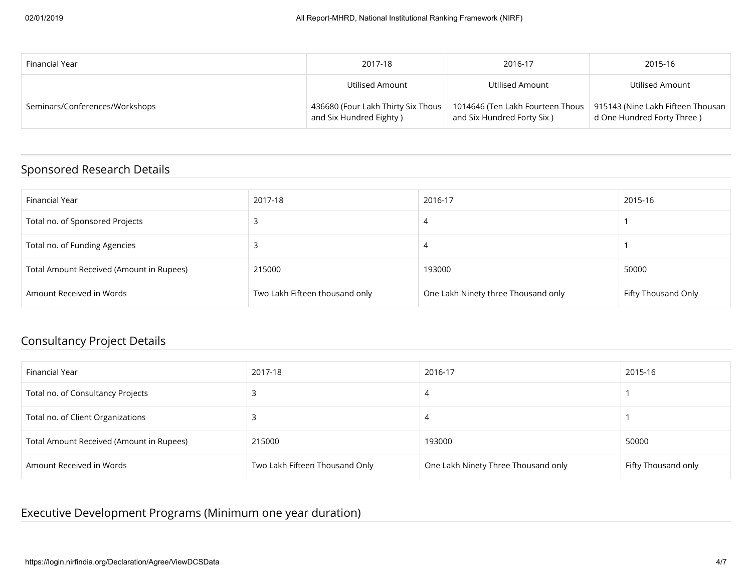| Financial Year | 2017-18 | 2016-17 | 2015-16 |
|---|---|---|---|
| | Utilised Amount | Utilised Amount | Utilised Amount |
| Seminars/Conferences/Workshops | 436680 (Four Lakh Thirty Six Thousand and Six Hundred Eighty ) | 1014646 (Ten Lakh Fourteen Thousand and Six Hundred Forty Six ) | 915143 (Nine Lakh Fifteen Thousand One Hundred Forty Three ) |

## Sponsored Research Details

| Financial Year | 2017-18 | 2016-17 | 2015-16 |
|---|---|---|---|
| Total no. of Sponsored Projects | 3 | 4 | 1 |
| Total no. of Funding Agencies | 3 | 4 | 1 |
| Total Amount Received (Amount in Rupees) | 215000 | 193000 | 50000 |
| Amount Received in Words | Two Lakh Fifteen thousand only | One Lakh Ninety three Thousand only | Fifty Thousand Only |

## Consultancy Project Details

| Financial Year | 2017-18 | 2016-17 | 2015-16 |
|---|---|---|---|
| Total no. of Consultancy Projects | 3 | 4 | 1 |
| Total no. of Client Organizations | 3 | 4 | 1 |
| Total Amount Received (Amount in Rupees) | 215000 | 193000 | 50000 |
| Amount Received in Words | Two Lakh Fifteen Thousand Only | One Lakh Ninety Three Thousand only | Fifty Thousand only |

## Executive Development Programs (Minimum one year duration)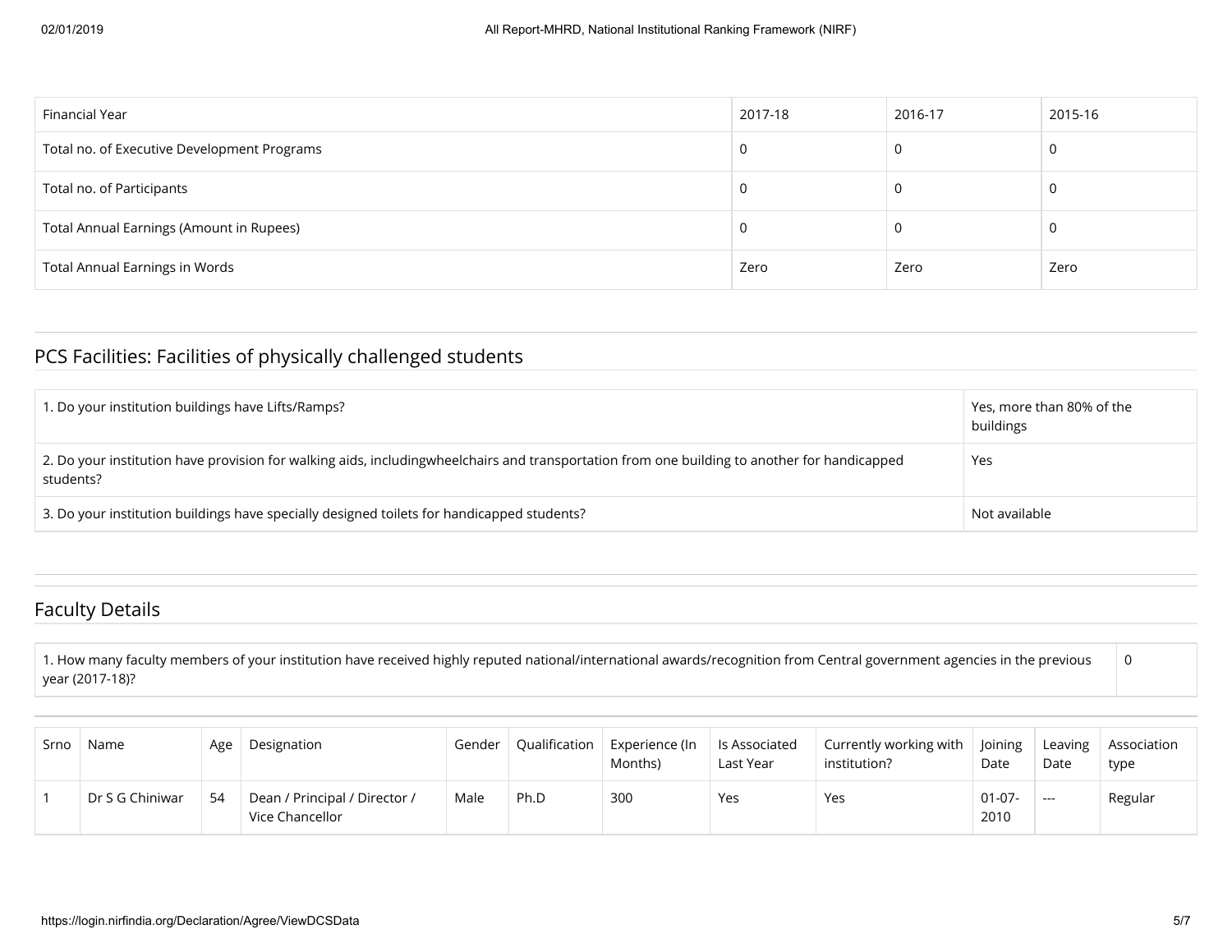| Financial Year | 2017-18 | 2016-17 | 2015-16 |
| --- | --- | --- | --- |
| Total no. of Executive Development Programs | 0 | 0 | 0 |
| Total no. of Participants | 0 | 0 | 0 |
| Total Annual Earnings (Amount in Rupees) | 0 | 0 | 0 |
| Total Annual Earnings in Words | Zero | Zero | Zero |

## PCS Facilities: Facilities of physically challenged students

| | |
| --- | --- |
| 1. Do your institution buildings have Lifts/Ramps? | Yes, more than 80% of the buildings |
| 2. Do your institution have provision for walking aids, includingwheelchairs and transportation from one building to another for handicapped students? | Yes |
| 3. Do your institution buildings have specially designed toilets for handicapped students? | Not available |

## Faculty Details

| | |
| --- | --- |
| 1. How many faculty members of your institution have received highly reputed national/international awards/recognition from Central government agencies in the previous year (2017-18)? | 0 |

| Srno | Name | Age | Designation | Gender | Qualification | Experience (In Months) | Is Associated Last Year | Currently working with institution? | Joining Date | Leaving Date | Association type |
| --- | --- | --- | --- | --- | --- | --- | --- | --- | --- | --- | --- |
| 1 | Dr S G Chiniwar | 54 | Dean / Principal / Director / Vice Chancellor | Male | Ph.D | 300 | Yes | Yes | 01-07-2010 | --- | Regular |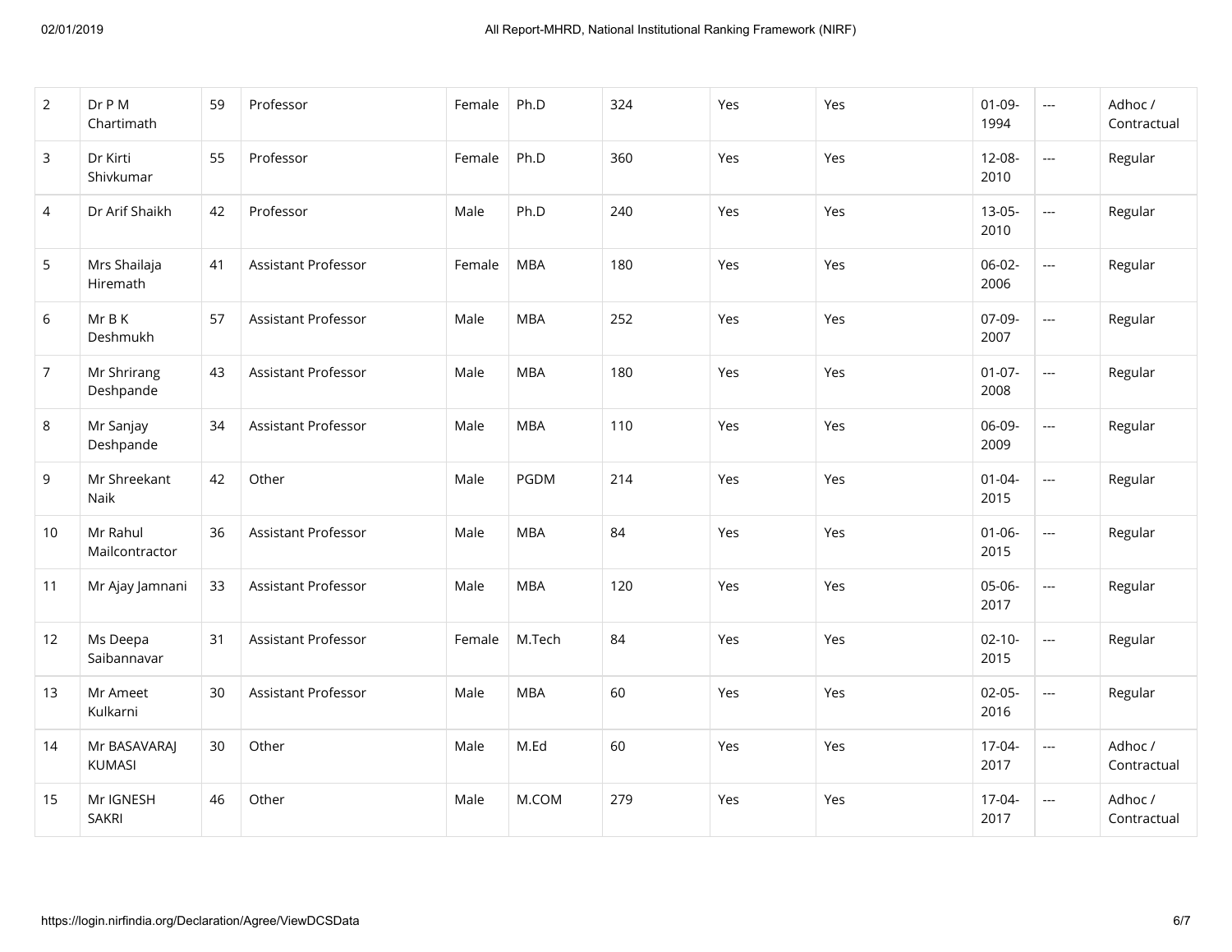| | | | | | | | | | | | |
|---|---|---|---|---|---|---|---|---|---|---|---|
| 2 | Dr P M Chartimath | 59 | Professor | Female | Ph.D | 324 | Yes | Yes | 01-09-1994 | --- | Adhoc / Contractual |
| 3 | Dr Kirti Shivkumar | 55 | Professor | Female | Ph.D | 360 | Yes | Yes | 12-08-2010 | --- | Regular |
| 4 | Dr Arif Shaikh | 42 | Professor | Male | Ph.D | 240 | Yes | Yes | 13-05-2010 | --- | Regular |
| 5 | Mrs Shailaja Hiremath | 41 | Assistant Professor | Female | MBA | 180 | Yes | Yes | 06-02-2006 | --- | Regular |
| 6 | Mr B K Deshmukh | 57 | Assistant Professor | Male | MBA | 252 | Yes | Yes | 07-09-2007 | --- | Regular |
| 7 | Mr Shrirang Deshpande | 43 | Assistant Professor | Male | MBA | 180 | Yes | Yes | 01-07-2008 | --- | Regular |
| 8 | Mr Sanjay Deshpande | 34 | Assistant Professor | Male | MBA | 110 | Yes | Yes | 06-09-2009 | --- | Regular |
| 9 | Mr Shreekant Naik | 42 | Other | Male | PGDM | 214 | Yes | Yes | 01-04-2015 | --- | Regular |
| 10 | Mr Rahul Mailcontractor | 36 | Assistant Professor | Male | MBA | 84 | Yes | Yes | 01-06-2015 | --- | Regular |
| 11 | Mr Ajay Jamnani | 33 | Assistant Professor | Male | MBA | 120 | Yes | Yes | 05-06-2017 | --- | Regular |
| 12 | Ms Deepa Saibannavar | 31 | Assistant Professor | Female | M.Tech | 84 | Yes | Yes | 02-10-2015 | --- | Regular |
| 13 | Mr Ameet Kulkarni | 30 | Assistant Professor | Male | MBA | 60 | Yes | Yes | 02-05-2016 | --- | Regular |
| 14 | Mr BASAVARAJ KUMASI | 30 | Other | Male | M.Ed | 60 | Yes | Yes | 17-04-2017 | --- | Adhoc / Contractual |
| 15 | Mr IGNESH SAKRI | 46 | Other | Male | M.COM | 279 | Yes | Yes | 17-04-2017 | --- | Adhoc / Contractual |